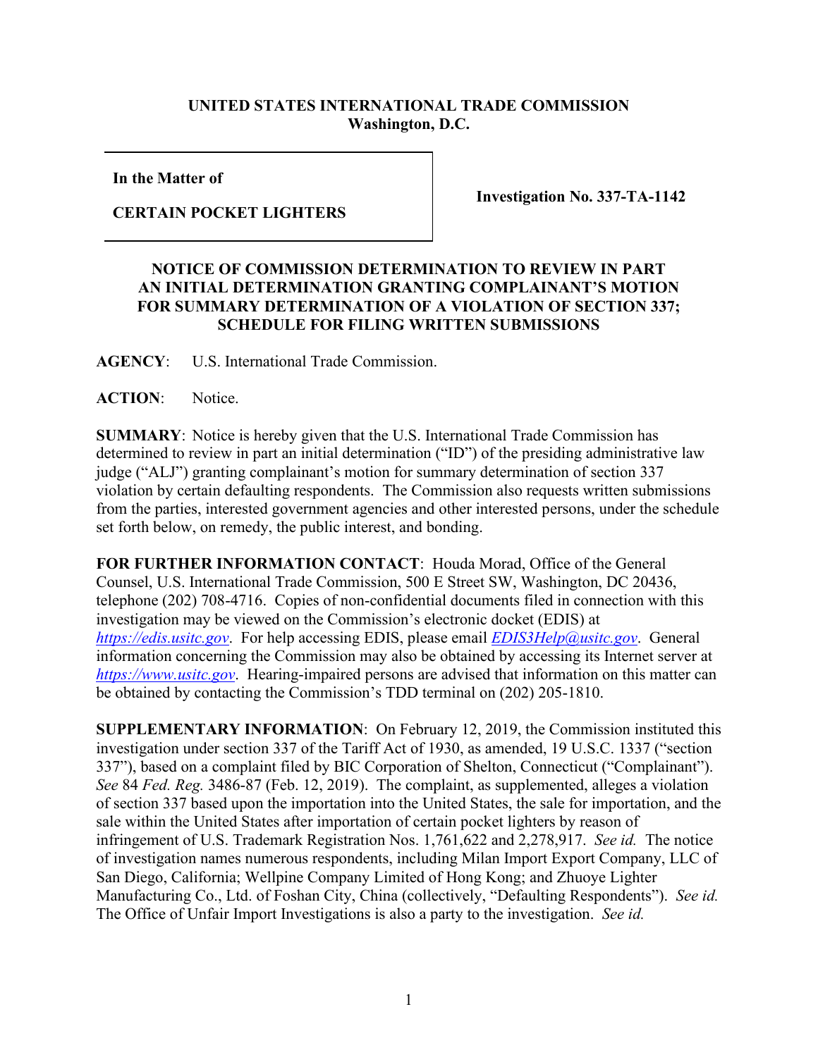**UNITED STATES INTERNATIONAL TRADE COMMISSION**
**Washington, D.C.**

| In the Matter of<br><br>**CERTAIN POCKET LIGHTERS** | **Investigation No. 337-TA-1142** |
|---|---|

**NOTICE OF COMMISSION DETERMINATION TO REVIEW IN PART AN INITIAL DETERMINATION GRANTING COMPLAINANT'S MOTION FOR SUMMARY DETERMINATION OF A VIOLATION OF SECTION 337; SCHEDULE FOR FILING WRITTEN SUBMISSIONS**

**AGENCY**: U.S. International Trade Commission.

**ACTION**: Notice.

**SUMMARY**: Notice is hereby given that the U.S. International Trade Commission has determined to review in part an initial determination ("ID") of the presiding administrative law judge ("ALJ") granting complainant's motion for summary determination of section 337 violation by certain defaulting respondents. The Commission also requests written submissions from the parties, interested government agencies and other interested persons, under the schedule set forth below, on remedy, the public interest, and bonding.

**FOR FURTHER INFORMATION CONTACT**: Houda Morad, Office of the General Counsel, U.S. International Trade Commission, 500 E Street SW, Washington, DC 20436, telephone (202) 708-4716. Copies of non-confidential documents filed in connection with this investigation may be viewed on the Commission's electronic docket (EDIS) at *https://edis.usitc.gov*. For help accessing EDIS, please email *EDIS3Help@usitc.gov*. General information concerning the Commission may also be obtained by accessing its Internet server at *https://www.usitc.gov*. Hearing-impaired persons are advised that information on this matter can be obtained by contacting the Commission's TDD terminal on (202) 205-1810.

**SUPPLEMENTARY INFORMATION**: On February 12, 2019, the Commission instituted this investigation under section 337 of the Tariff Act of 1930, as amended, 19 U.S.C. 1337 ("section 337"), based on a complaint filed by BIC Corporation of Shelton, Connecticut ("Complainant"). *See* 84 *Fed. Reg.* 3486-87 (Feb. 12, 2019). The complaint, as supplemented, alleges a violation of section 337 based upon the importation into the United States, the sale for importation, and the sale within the United States after importation of certain pocket lighters by reason of infringement of U.S. Trademark Registration Nos. 1,761,622 and 2,278,917. *See id.* The notice of investigation names numerous respondents, including Milan Import Export Company, LLC of San Diego, California; Wellpine Company Limited of Hong Kong; and Zhuoye Lighter Manufacturing Co., Ltd. of Foshan City, China (collectively, "Defaulting Respondents"). *See id.* The Office of Unfair Import Investigations is also a party to the investigation. *See id.*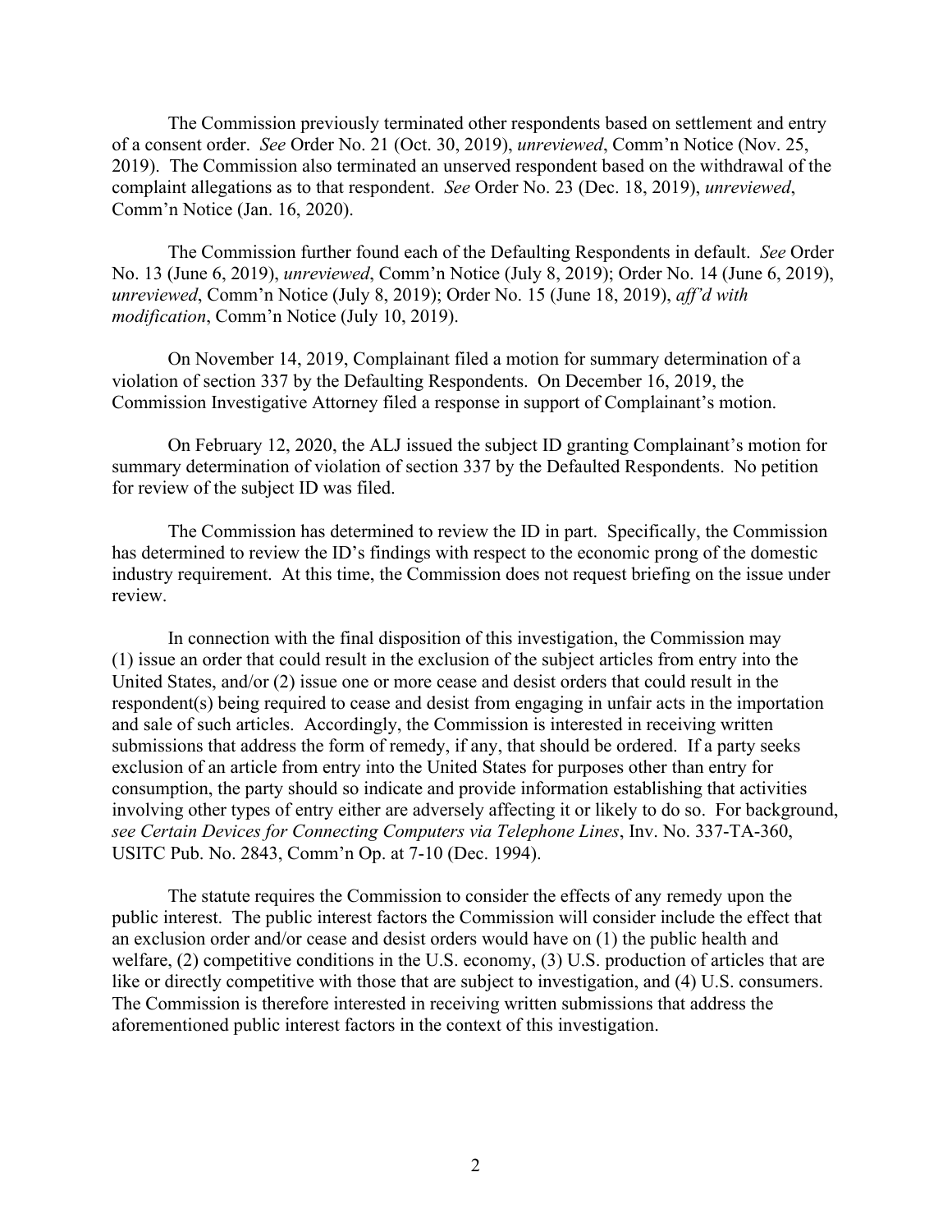The Commission previously terminated other respondents based on settlement and entry of a consent order. *See* Order No. 21 (Oct. 30, 2019), *unreviewed*, Comm'n Notice (Nov. 25, 2019). The Commission also terminated an unserved respondent based on the withdrawal of the complaint allegations as to that respondent. *See* Order No. 23 (Dec. 18, 2019), *unreviewed*, Comm'n Notice (Jan. 16, 2020).

The Commission further found each of the Defaulting Respondents in default. *See* Order No. 13 (June 6, 2019), *unreviewed*, Comm'n Notice (July 8, 2019); Order No. 14 (June 6, 2019), *unreviewed*, Comm'n Notice (July 8, 2019); Order No. 15 (June 18, 2019), *aff'd with modification*, Comm'n Notice (July 10, 2019).

On November 14, 2019, Complainant filed a motion for summary determination of a violation of section 337 by the Defaulting Respondents. On December 16, 2019, the Commission Investigative Attorney filed a response in support of Complainant's motion.

On February 12, 2020, the ALJ issued the subject ID granting Complainant's motion for summary determination of violation of section 337 by the Defaulted Respondents. No petition for review of the subject ID was filed.

The Commission has determined to review the ID in part. Specifically, the Commission has determined to review the ID's findings with respect to the economic prong of the domestic industry requirement. At this time, the Commission does not request briefing on the issue under review.

In connection with the final disposition of this investigation, the Commission may (1) issue an order that could result in the exclusion of the subject articles from entry into the United States, and/or (2) issue one or more cease and desist orders that could result in the respondent(s) being required to cease and desist from engaging in unfair acts in the importation and sale of such articles. Accordingly, the Commission is interested in receiving written submissions that address the form of remedy, if any, that should be ordered. If a party seeks exclusion of an article from entry into the United States for purposes other than entry for consumption, the party should so indicate and provide information establishing that activities involving other types of entry either are adversely affecting it or likely to do so. For background, *see Certain Devices for Connecting Computers via Telephone Lines*, Inv. No. 337-TA-360, USITC Pub. No. 2843, Comm'n Op. at 7-10 (Dec. 1994).

The statute requires the Commission to consider the effects of any remedy upon the public interest. The public interest factors the Commission will consider include the effect that an exclusion order and/or cease and desist orders would have on (1) the public health and welfare, (2) competitive conditions in the U.S. economy, (3) U.S. production of articles that are like or directly competitive with those that are subject to investigation, and (4) U.S. consumers. The Commission is therefore interested in receiving written submissions that address the aforementioned public interest factors in the context of this investigation.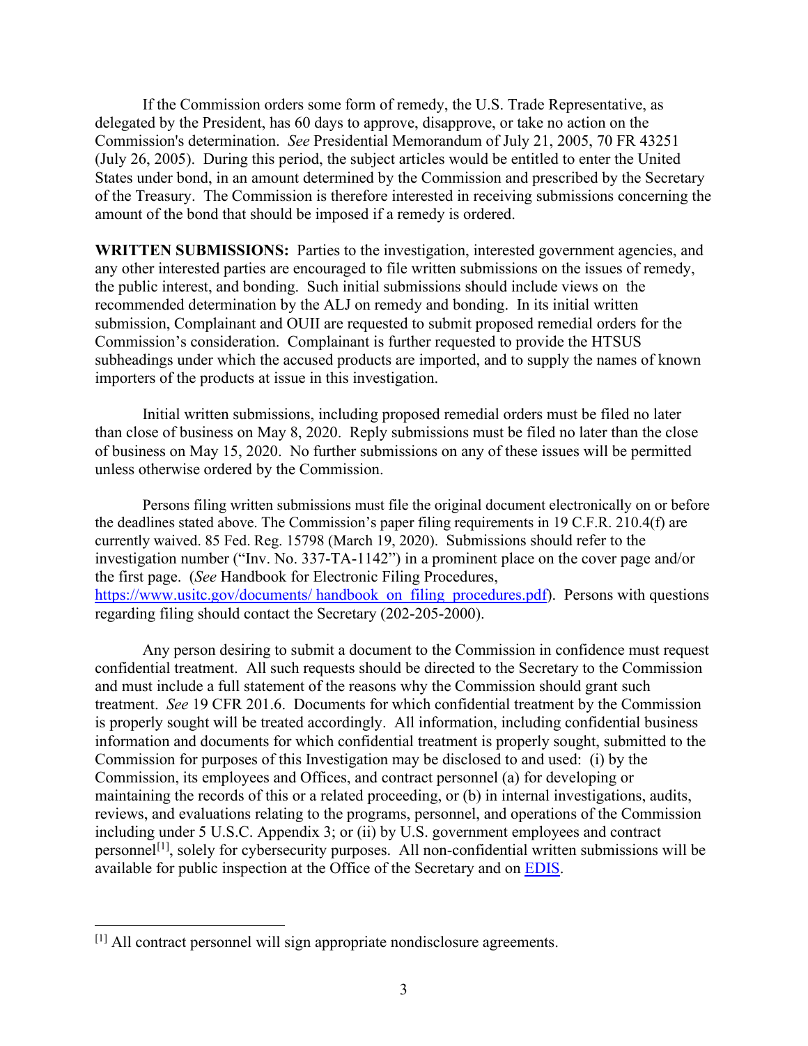If the Commission orders some form of remedy, the U.S. Trade Representative, as delegated by the President, has 60 days to approve, disapprove, or take no action on the Commission's determination. *See* Presidential Memorandum of July 21, 2005, 70 FR 43251 (July 26, 2005). During this period, the subject articles would be entitled to enter the United States under bond, in an amount determined by the Commission and prescribed by the Secretary of the Treasury. The Commission is therefore interested in receiving submissions concerning the amount of the bond that should be imposed if a remedy is ordered.

**WRITTEN SUBMISSIONS:** Parties to the investigation, interested government agencies, and any other interested parties are encouraged to file written submissions on the issues of remedy, the public interest, and bonding. Such initial submissions should include views on the recommended determination by the ALJ on remedy and bonding. In its initial written submission, Complainant and OUII are requested to submit proposed remedial orders for the Commission's consideration. Complainant is further requested to provide the HTSUS subheadings under which the accused products are imported, and to supply the names of known importers of the products at issue in this investigation.

Initial written submissions, including proposed remedial orders must be filed no later than close of business on May 8, 2020. Reply submissions must be filed no later than the close of business on May 15, 2020. No further submissions on any of these issues will be permitted unless otherwise ordered by the Commission.

Persons filing written submissions must file the original document electronically on or before the deadlines stated above. The Commission's paper filing requirements in 19 C.F.R. 210.4(f) are currently waived. 85 Fed. Reg. 15798 (March 19, 2020). Submissions should refer to the investigation number ("Inv. No. 337-TA-1142") in a prominent place on the cover page and/or the first page. (*See* Handbook for Electronic Filing Procedures, https://www.usitc.gov/documents/ handbook_on_filing_procedures.pdf). Persons with questions regarding filing should contact the Secretary (202-205-2000).

Any person desiring to submit a document to the Commission in confidence must request confidential treatment. All such requests should be directed to the Secretary to the Commission and must include a full statement of the reasons why the Commission should grant such treatment. *See* 19 CFR 201.6. Documents for which confidential treatment by the Commission is properly sought will be treated accordingly. All information, including confidential business information and documents for which confidential treatment is properly sought, submitted to the Commission for purposes of this Investigation may be disclosed to and used: (i) by the Commission, its employees and Offices, and contract personnel (a) for developing or maintaining the records of this or a related proceeding, or (b) in internal investigations, audits, reviews, and evaluations relating to the programs, personnel, and operations of the Commission including under 5 U.S.C. Appendix 3; or (ii) by U.S. government employees and contract personnel[1], solely for cybersecurity purposes. All non-confidential written submissions will be available for public inspection at the Office of the Secretary and on EDIS.

[1] All contract personnel will sign appropriate nondisclosure agreements.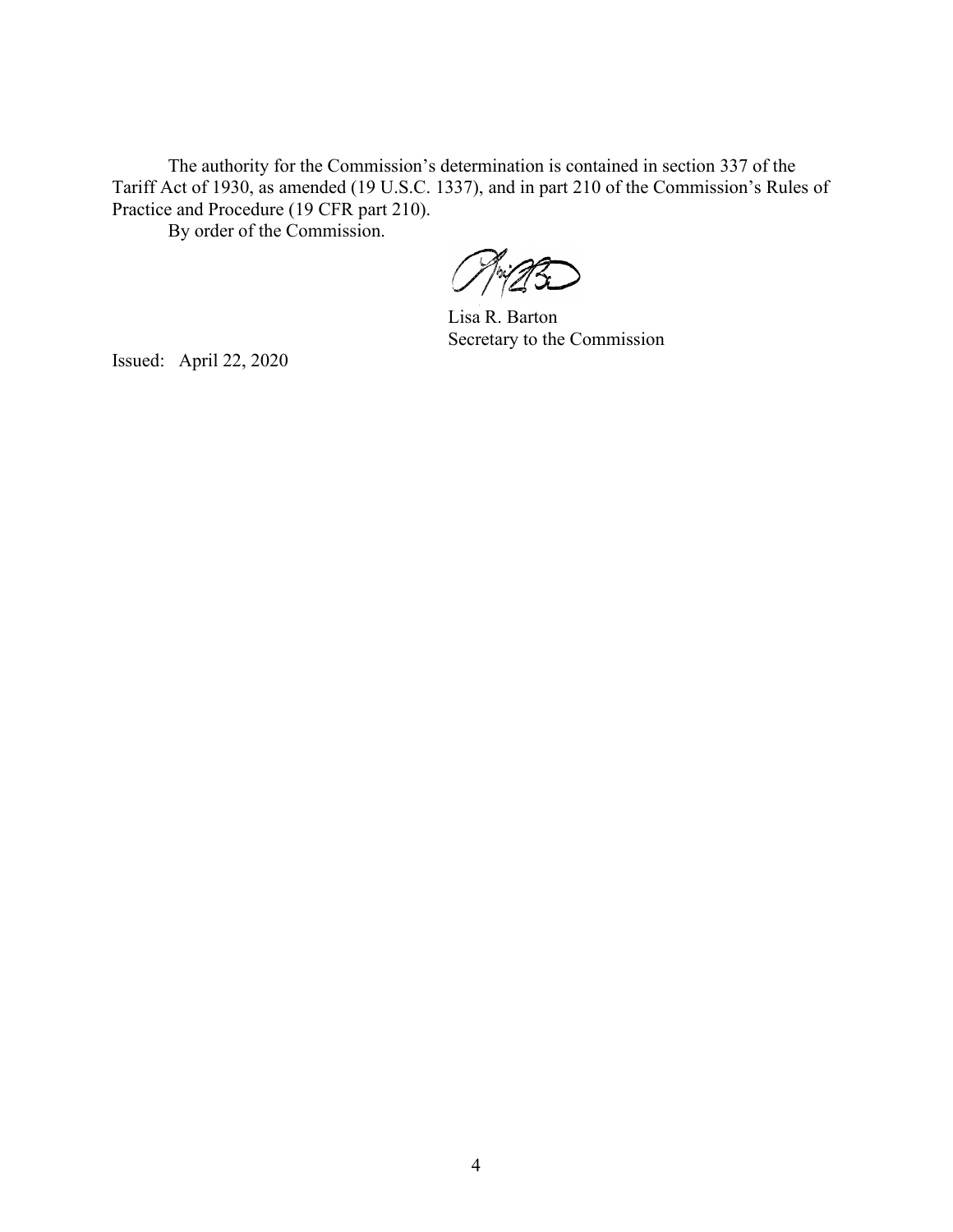The authority for the Commission's determination is contained in section 337 of the Tariff Act of 1930, as amended (19 U.S.C. 1337), and in part 210 of the Commission's Rules of Practice and Procedure (19 CFR part 210).

By order of the Commission.

Lisa R. Barton
Secretary to the Commission

Issued: April 22, 2020